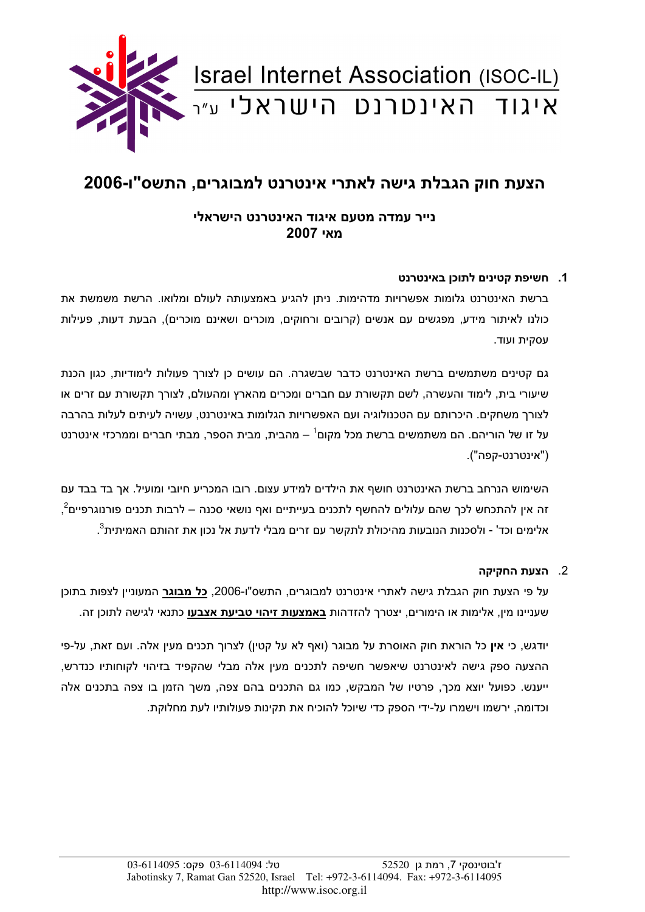Israel Internet Association (ISOC-IL)

איגוד האינטרנט הישראלי ע"ר

# הצעת חוק הגבלת גישה לאתרי אינטרנט למבוגרים, התשס"ו-2006

### נייר עמדה מטעם איגוד האינטרנט הישראלי
### מאי 2007

## 1. חשיפת קטינים לתוכן באינטרנט

ברשת האינטרנט גלומות אפשרויות מדהימות. ניתן להגיע באמצעותה לעולם ומלואו. הרשת משמשת את כולנו לאיתור מידע, מפגשים עם אנשים (קרובים ורחוקים, מוכרים ושאינם מוכרים), הבעת דעות, פעילות עסקית ועוד.

גם קטינים משתמשים ברשת האינטרנט כדבר שבשגרה. הם עושים כן לצורך פעולות לימודיות, כגון הכנת שיעורי בית, לימוד והעשרה, לשם תקשורת עם חברים ומכרים מהארץ ומהעולם, לצורך תקשורת עם זרים או לצורך משחקים. היכרותם עם הטכנולוגיה ועם האפשרויות הגלומות באינטרנט, עשויה לעיתים לעלות בהרבה על זו של הוריהם. הם משתמשים ברשת מכל מקום[1] – מהבית, מבית הספר, מבתי חברים וממרכזי אינטרנט ("אינטרנט-קפה").

השימוש הנרחב ברשת האינטרנט חושף את הילדים למידע עצום. רובו המכריע חיובי ומועיל. אך בד בבד עם זה אין להתכחש לכך שהם עלולים להחשף לתכנים בעייתיים ואף נושאי סכנה – לרבות תכנים פורנוגרפיים[2], אלימים וכד' - ולסכנות הנובעות מהיכולת לתקשר עם זרים מבלי לדעת אל נכון את זהותם האמיתית[3].

## 2. הצעת החקיקה

על פי הצעת חוק הגבלת גישה לאתרי אינטרנט למבוגרים, התשס"ו-2006, **<u>כל מבוגר</u>** המעוניין לצפות בתוכן שעניינו מין, אלימות או הימורים, יצטרך להזדהות **<u>באמצעות זיהוי טביעת אצבעו</u>** כתנאי לגישה לתוכן זה.

יודגש, כי **אין** כל הוראת חוק האוסרת על מבוגר (ואף לא על קטין) לצרוך תכנים מעין אלה. ועם זאת, על-פי ההצעה ספק גישה לאינטרנט שיאפשר חשיפה לתכנים מעין אלה מבלי שהקפיד בזיהוי לקוחותיו כנדרש, ייענש. כפועל יוצא מכך, פרטיו של המבקש, כמו גם התכנים בהם צפה, משך הזמן בו צפה בתכנים אלה וכדומה, ירשמו וישמרו על-ידי הספק כדי שיוכל להוכיח את תקינות פעולותיו לעת מחלוקת.

ז'בוטינסקי 7, רמת גן 52520 טל: 03-6114094 פקס: 03-6114095
Jabotinsky 7, Ramat Gan 52520, Israel Tel: +972-3-6114094. Fax: +972-3-6114095
http://www.isoc.org.il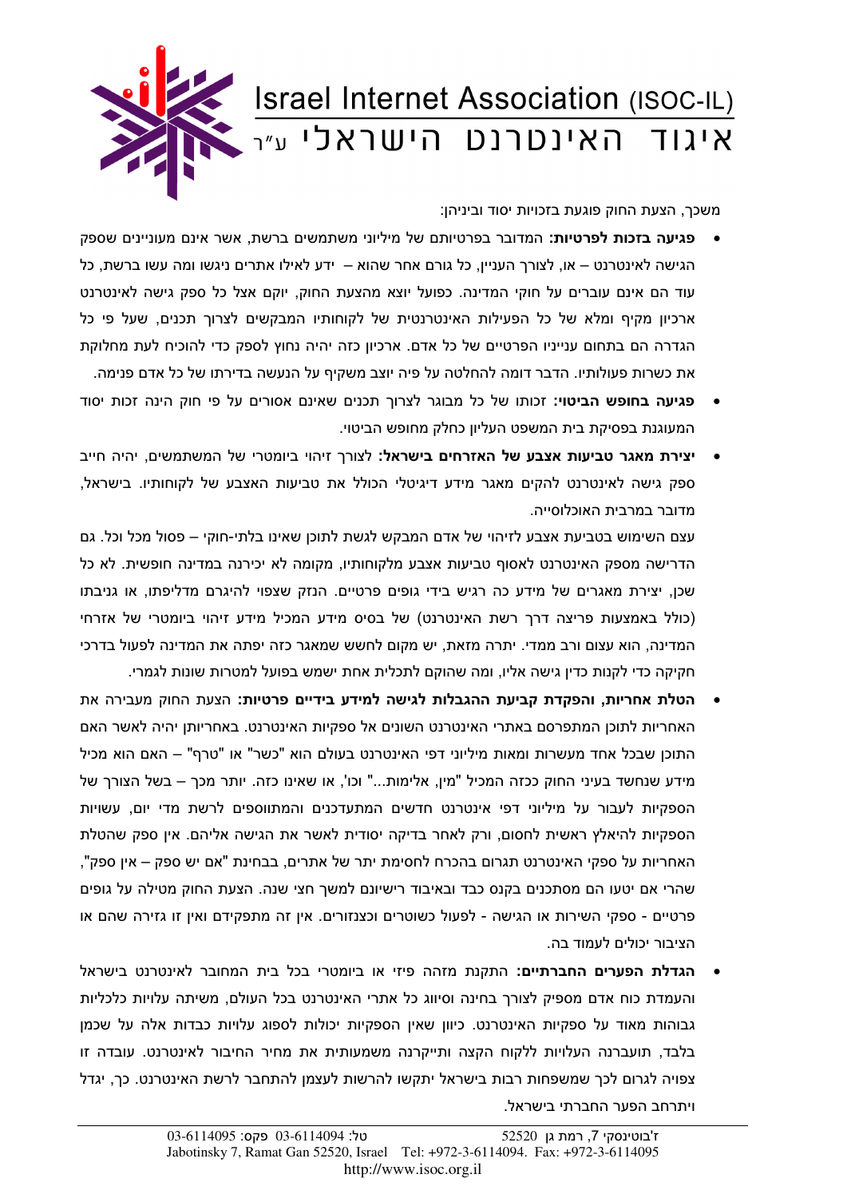משכך, הצעת החוק פוגעת בזכויות יסוד וביניהן:

- **פגיעה בזכות לפרטיות:** המדובר בפרטיותם של מיליוני משתמשים ברשת, אשר אינם מעוניינים שספק הגישה לאינטרנט – או, לצורך העניין, כל גורם אחר שהוא – ידע לאילו אתרים ניגשו ומה עשו ברשת, כל עוד הם אינם עוברים על חוקי המדינה. כפועל יוצא מהצעת החוק, יוקם אצל כל ספק גישה לאינטרנט ארכיון מקיף ומלא של כל הפעילות האינטרנטית של לקוחותיו המבקשים לצרוך תכנים, שעל פי כל הגדרה הם בתחום ענייניו הפרטיים של כל אדם. ארכיון כזה יהיה נחוץ לספק כדי להוכיח לעת מחלוקת את כשרות פעולותיו. הדבר דומה להחלטה על פיה יוצב משקיף על הנעשה בדירתו של כל אדם פנימה.
- **פגיעה בחופש הביטוי:** זכותו של כל מבוגר לצרוך תכנים שאינם אסורים על פי חוק הינה זכות יסוד המעוגנת בפסיקת בית המשפט העליון כחלק מחופש הביטוי.
- **יצירת מאגר טביעות אצבע של האזרחים בישראל:** לצורך זיהוי ביומטרי של המשתמשים, יהיה חייב ספק גישה לאינטרנט להקים מאגר מידע דיגיטלי הכולל את טביעות האצבע של לקוחותיו. בישראל, מדובר במרבית האוכלוסייה.

  עצם השימוש בטביעת אצבע לזיהוי של אדם המבקש לגשת לתוכן שאינו בלתי-חוקי – פסול מכל וכל. גם הדרישה מספק האינטרנט לאסוף טביעות אצבע מלקוחותיו, מקומה לא יכירנה במדינה חופשית. לא כל שכן, יצירת מאגרים של מידע כה רגיש בידי גופים פרטיים. הנזק שצפוי להיגרם מדליפתו, או גניבתו (כולל באמצעות פריצה דרך רשת האינטרנט) של בסיס מידע המכיל מידע זיהוי ביומטרי של אזרחי המדינה, הוא עצום ורב ממדי. יתרה מזאת, יש מקום לחשש שמאגר כזה יפתה את המדינה לפעול בדרכי חקיקה כדי לקנות כדין גישה אליו, ומה שהוקם לתכלית אחת ישמש בפועל למטרות שונות לגמרי.
- **הטלת אחריות, והפקדת קביעת ההגבלות לגישה למידע בידיים פרטיות:** הצעת החוק מעבירה את האחריות לתוכן המתפרסם באתרי האינטרנט השונים אל ספקיות האינטרנט. באחריותן יהיה לאשר האם התוכן שבכל אחד מעשרות ומאות מיליוני דפי האינטרנט בעולם הוא "כשר" או "טרף" – האם הוא מכיל מידע שנחשד בעיני החוק ככזה המכיל "מין, אלימות..." וכו', או שאינו כזה. יותר מכך – בשל הצורך של הספקיות לעבור על מיליוני דפי אינטרנט חדשים המתעדכנים והמתווספים לרשת מדי יום, עשויות הספקיות להיאלץ ראשית לחסום, ורק לאחר בדיקה יסודית לאשר את הגישה אליהם. אין ספק שהטלת האחריות על ספקי האינטרנט תגרום בהכרח לחסימת יתר של אתרים, בבחינת "אם יש ספק – אין ספק", שהרי אם יטעו הם מסתכנים בקנס כבד ובאיבוד רישיונם למשך חצי שנה. הצעת החוק מטילה על גופים פרטיים - ספקי השירות או הגישה - לפעול כשוטרים וכצנזורים. אין זה מתפקידם ואין זו גזירה שהם או הציבור יכולים לעמוד בה.
- **הגדלת הפערים החברתיים:** התקנת מזהה פיזי או ביומטרי בכל בית המחובר לאינטרנט בישראל והעמדת כוח אדם מספיק לצורך בחינה וסיווג כל אתרי האינטרנט בכל העולם, משיתה עלויות כלכליות גבוהות מאוד על ספקיות האינטרנט. כיוון שאין הספקיות יכולות לספוג עלויות כבדות אלה על שכמן בלבד, תועברנה העלויות ללקוח הקצה ותייקרנה משמעותית את מחיר החיבור לאינטרנט. עובדה זו צפויה לגרום לכך שמשפחות רבות בישראל יתקשו להרשות לעצמן להתחבר לרשת האינטרנט. כך, יגדל ויתרחב הפער החברתי בישראל.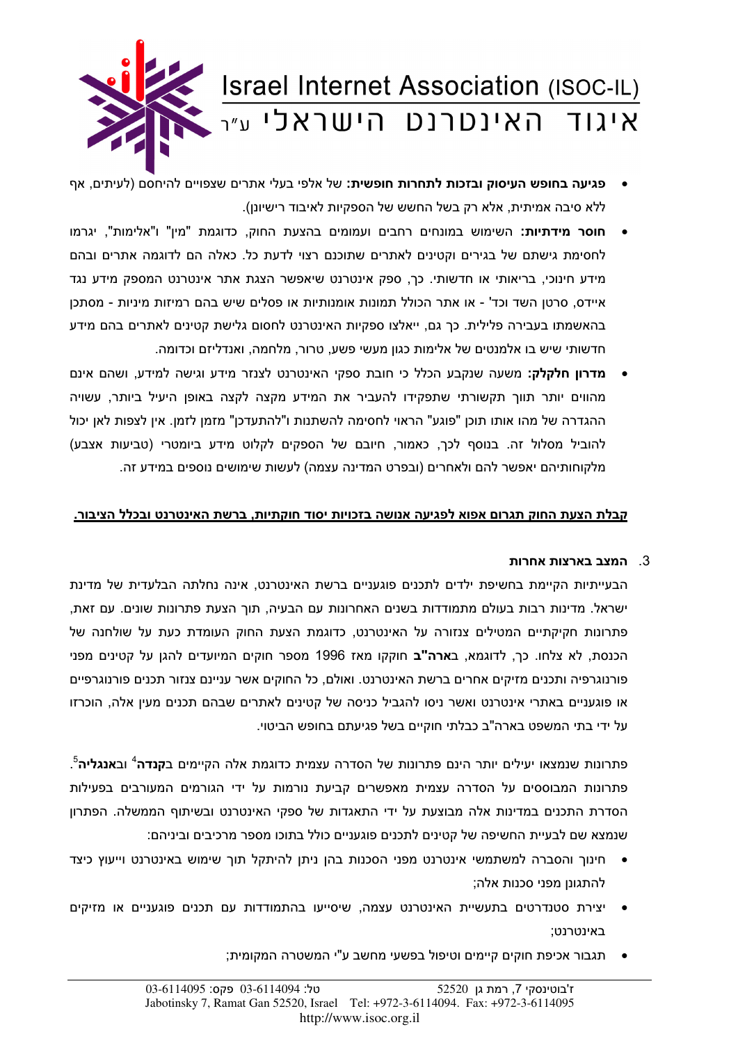- **פגיעה בחופש העיסוק ובזכות לתחרות חופשית:** של אלפי בעלי אתרים שצפויים להיחסם (לעיתים, אף ללא סיבה אמיתית, אלא רק בשל החשש של הספקיות לאיבוד רישיונן).
- **חוסר מידתיות:** השימוש במונחים רחבים ועמומים בהצעת החוק, כדוגמת "מין" ו"אלימות", יגרמו לחסימת גישתם של בגירים וקטינים לאתרים שתוכנם רצוי לדעת כל. כאלה הם לדוגמה אתרים ובהם מידע חינוכי, בריאותי או חדשותי. כך, ספק אינטרנט שיאפשר הצגת אתר אינטרנט המספק מידע נגד איידס, סרטן השד וכד' - או אתר הכולל תמונות אומנותיות או פסלים שיש בהם רמיזות מיניות - מסתכן בהאשמתו בעבירה פלילית. כך גם, ייאלצו ספקיות האינטרנט לחסום גלישת קטינים לאתרים בהם מידע חדשותי שיש בו אלמנטים של אלימות כגון מעשי פשע, טרור, מלחמה, ואנדליזם וכדומה.
- **מדרון חלקלק:** משעה שנקבע הכלל כי חובת ספקי האינטרנט לצנזר מידע וגישה למידע, ושהם אינם מהווים יותר תווך תקשורתי שתפקידו להעביר את המידע מקצה לקצה באופן היעיל ביותר, עשויה ההגדרה של מהו אותו תוכן "פוגע" הראוי לחסימה להשתנות ו"להתעדכן" מזמן לזמן. אין לצפות לאן יכול להוביל מסלול זה. בנוסף לכך, כאמור, חיובם של הספקים לקלוט מידע ביומטרי (טביעות אצבע) מלקוחותיהם יאפשר להם ולאחרים (ובפרט המדינה עצמה) לעשות שימושים נוספים במידע זה.

**<u>קבלת הצעת החוק תגרום אפוא לפגיעה אנושה בזכויות יסוד חוקתיות, ברשת האינטרנט ובכלל הציבור.</u>**

### 3. המצב בארצות אחרות

הבעייתיות הקיימת בחשיפת ילדים לתכנים פוגעניים ברשת האינטרנט, אינה נחלתה הבלעדית של מדינת ישראל. מדינות רבות בעולם מתמודדות בשנים האחרונות עם הבעיה, תוך הצעת פתרונות שונים. עם זאת, פתרונות חקיקתיים המטילים צנזורה על האינטרנט, כדוגמת הצעת החוק העומדת כעת על שולחנה של הכנסת, לא צלחו. כך, לדוגמא, **בארה"ב** חוקקו מאז 1996 מספר חוקים המיועדים להגן על קטינים מפני פורנוגרפיה ותכנים מזיקים אחרים ברשת האינטרנט. ואולם, כל החוקים אשר עניינם צנזור תכנים פורנוגרפיים או פוגעניים באתרי אינטרנט ואשר ניסו להגביל כניסה של קטינים לאתרים שבהם תכנים מעין אלה, הוכרזו על ידי בתי המשפט בארה"ב כבלתי חוקיים בשל פגיעתם בחופש הביטוי.

פתרונות שנמצאו יעילים יותר הינם פתרונות של הסדרה עצמית כדוגמת אלה הקיימים ב**קנדה**[4] וב**אנגליה**[5]. פתרונות המבוססים על הסדרה עצמית מאפשרים קביעת נורמות על ידי הגורמים המעורבים בפעילות הסדרת התכנים במדינות אלה מבוצעת על ידי התאגדות של ספקי האינטרנט ובשיתוף הממשלה. הפתרון שנמצא שם לבעיית החשיפה של קטינים לתכנים פוגעניים כולל בתוכו מספר מרכיבים וביניהם:

- חינוך והסברה למשתמשי אינטרנט מפני הסכנות בהן ניתן להיתקל תוך שימוש באינטרנט וייעוץ כיצד להתגונן מפני סכנות אלה;
- יצירת סטנדרטים בתעשיית האינטרנט עצמה, שיסייעו בהתמודדות עם תכנים פוגעניים או מזיקים באינטרנט;
- תגבור אכיפת חוקים קיימים וטיפול בפשעי מחשב ע"י המשטרה המקומית;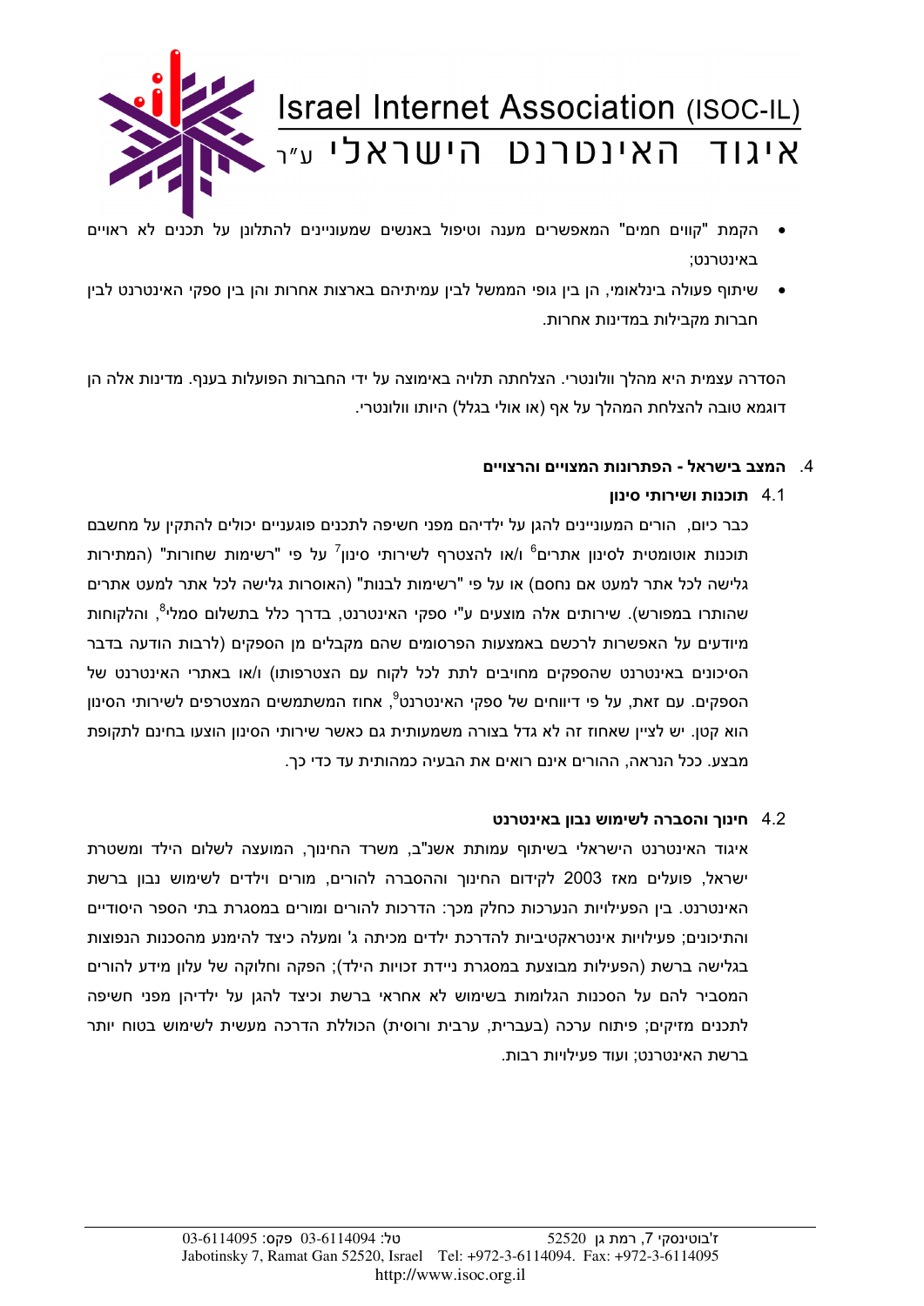- הקמת "קווים חמים" המאפשרים מענה וטיפול באנשים שמעוניינים להתלונן על תכנים לא ראויים באינטרנט;
- שיתוף פעולה בינלאומי, הן בין גופי הממשל לבין עמיתיהם בארצות אחרות והן בין ספקי האינטרנט לבין חברות מקבילות במדינות אחרות.

הסדרה עצמית היא מהלך וולונטרי. הצלחתה תלויה באימוצה על ידי החברות הפועלות בענף. מדינות אלה הן דוגמא טובה להצלחת המהלך על אף (או אולי בגלל) היותו וולונטרי.

## 4. המצב בישראל - הפתרונות המצויים והרצויים

### 4.1 תוכנות ושירותי סינון

כבר כיום, הורים המעוניינים להגן על ילדיהם מפני חשיפה לתכנים פוגעניים יכולים להתקין על מחשבם תוכנות אוטומטיות לסינון אתרים[6] ו/או להצטרף לשירותי סינון[7] על פי "רשימות שחורות" (המתירות גלישה לכל אתר למעט אם נחסם) או על פי "רשימות לבנות" (האוסרות גלישה לכל אתר למעט אתרים שהותרו במפורש). שירותים אלה מוצעים ע"י ספקי האינטרנט, בדרך כלל בתשלום סמלי[8], והלקוחות מיודעים על האפשרות לרכשם באמצעות הפרסומים שהם מקבלים מן הספקים (לרבות הודעה בדבר הסיכונים באינטרנט שהספקים מחויבים לתת לכל לקוח עם הצטרפותו) ו/או באתרי האינטרנט של הספקים. עם זאת, על פי דיווחים של ספקי האינטרנט[9], אחוז המשתמשים המצטרפים לשירותי הסינון הוא קטן. יש לציין שאחוז זה לא גדל בצורה משמעותית גם כאשר שירותי הסינון הוצעו בחינם לתקופת מבצע. ככל הנראה, ההורים אינם רואים את הבעיה כמהותית עד כדי כך.

### 4.2 חינוך והסברה לשימוש נבון באינטרנט

איגוד האינטרנט הישראלי בשיתוף עמותת אשנ"ב, משרד החינוך, המועצה לשלום הילד ומשטרת ישראל, פועלים מאז 2003 לקידום החינוך וההסברה להורים, מורים וילדים לשימוש נבון ברשת האינטרנט. בין הפעילויות הנערכות כחלק מכך: הדרכות להורים ומורים במסגרת בתי הספר היסודיים והתיכונים; פעילויות אינטראקטיביות להדרכת ילדים מכיתה ג' ומעלה כיצד להימנע מהסכנות הנפוצות בגלישה ברשת (הפעילות מבוצעת במסגרת ניידת זכויות הילד); הפקה וחלוקה של עלון מידע להורים המסביר להם על הסכנות הגלומות בשימוש לא אחראי ברשת וכיצד להגן על ילדיהן מפני חשיפה לתכנים מזיקים; פיתוח ערכה (בעברית, ערבית ורוסית) הכוללת הדרכה מעשית לשימוש בטוח יותר ברשת האינטרנט; ועוד פעילויות רבות.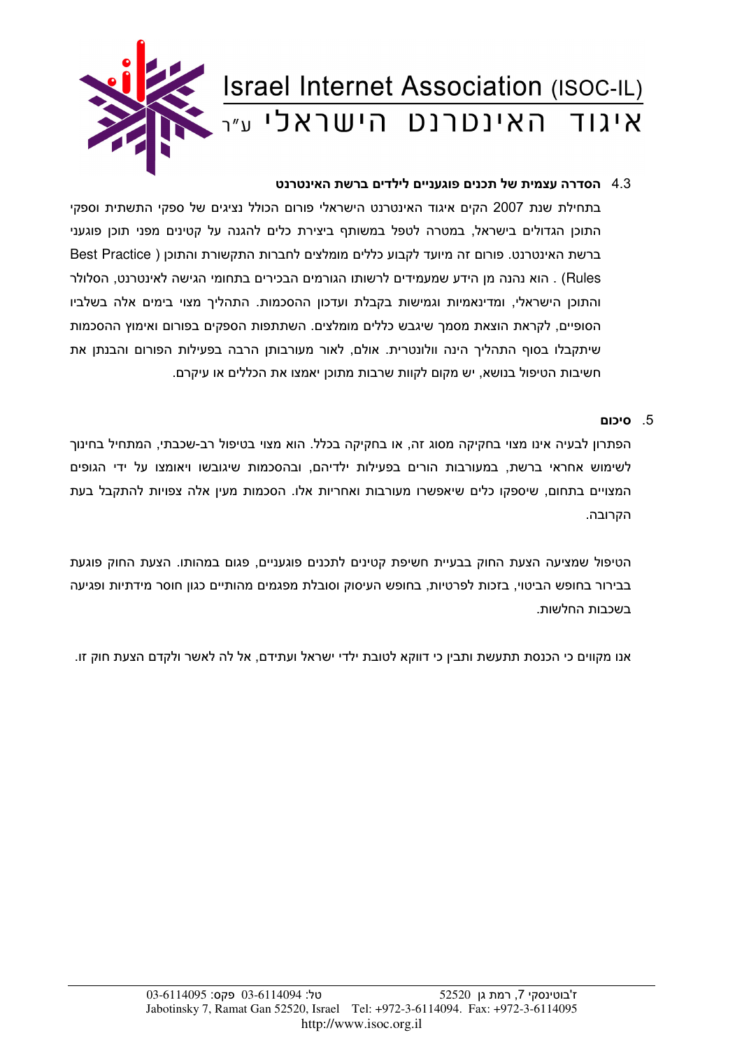### 4.3 הסדרה עצמית של תכנים פוגעניים לילדים ברשת האינטרנט

בתחילת שנת 2007 הקים איגוד האינטרנט הישראלי פורום הכולל נציגים של ספקי התשתית וספקי התוכן הגדולים בישראל, במטרה לטפל במשותף ביצירת כלים להגנה על קטינים מפני תוכן פוגעני ברשת האינטרנט. פורום זה מיועד לקבוע כללים מומלצים לחברות התקשורת והתוכן (Best Practice Rules) . הוא נהנה מן הידע שמעמידים לרשותו הגורמים הבכירים בתחומי הגישה לאינטרנט, הסלולר והתוכן הישראלי, ומדינאמיות וגמישות בקבלת ועדכון ההסכמות. התהליך מצוי בימים אלה בשלביו הסופיים, לקראת הוצאת מסמך שיגבש כללים מומלצים. השתתפות הספקים בפורום ואימוץ ההסכמות שיתקבלו בסוף התהליך הינה וולונטרית. אולם, לאור מעורבותן הרבה בפעילות הפורום והבנתן את חשיבות הטיפול בנושא, יש מקום לקוות שרבות מתוכן יאמצו את הכללים או עיקרם.

## 5. סיכום

הפתרון לבעיה אינו מצוי בחקיקה מסוג זה, או בחקיקה בכלל. הוא מצוי בטיפול רב-שכבתי, המתחיל בחינוך לשימוש אחראי ברשת, במעורבות הורים בפעילות ילדיהם, ובהסכמות שיגובשו ויאומצו על ידי הגופים המצויים בתחום, שיספקו כלים שיאפשרו מעורבות ואחריות אלו. הסכמות מעין אלה צפויות להתקבל בעת הקרובה.

הטיפול שמציעה הצעת החוק בבעיית חשיפת קטינים לתכנים פוגעניים, פגום במהותו. הצעת החוק פוגעת בבירור בחופש הביטוי, בזכות לפרטיות, בחופש העיסוק וסובלת מפגמים מהותיים כגון חוסר מידתיות ופגיעה בשכבות החלשות.

אנו מקווים כי הכנסת תתעשת ותבין כי דווקא לטובת ילדי ישראל ועתידם, אל לה לאשר ולקדם הצעת חוק זו.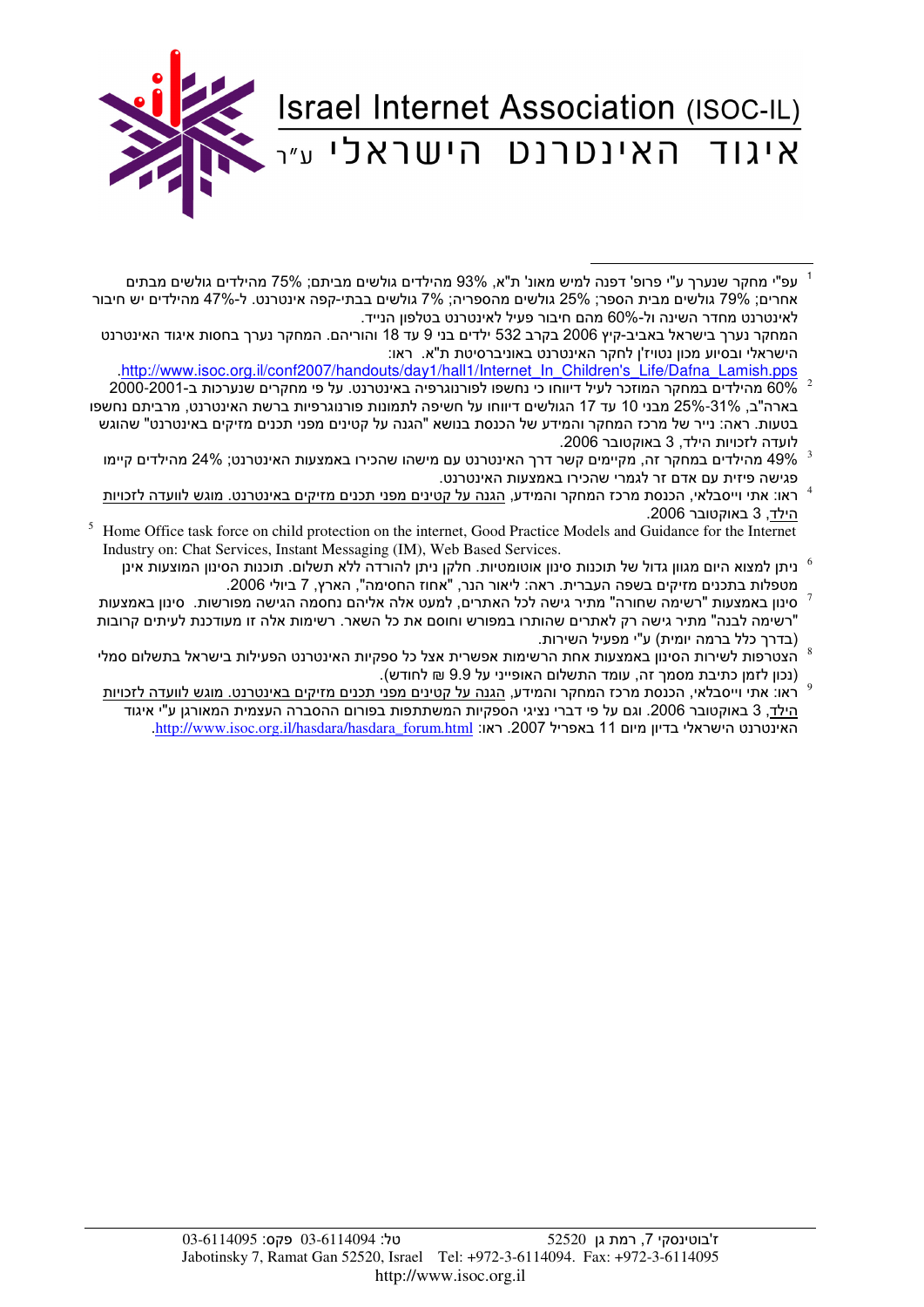Israel Internet Association (ISOC-IL)

איגוד האינטרנט הישראלי ע"ר

[1] עפ"י מחקר שנערך ע"י פרופ' דפנה למיש מאונ' ת"א, 93% מהילדים גולשים מביתם; 75% מהילדים גולשים מבתים אחרים; 79% גולשים מבית הספר; 25% גולשים מהספריה; 7% גולשים בבתי-קפה אינטרנט. ל-47% מהילדים יש חיבור לאינטרנט מחדר השינה ול-60% מהם חיבור פעיל לאינטרנט בטלפון הנייד.
המחקר נערך בישראל באביב-קיץ 2006 בקרב 532 ילדים בני 9 עד 18 והוריהם. המחקר נערך בחסות איגוד האינטרנט הישראלי ובסיוע מכון נטויז'ן לחקר האינטרנט באוניברסיטת ת"א. ראו: http://www.isoc.org.il/conf2007/handouts/day1/hall1/Internet_In_Children's_Life/Dafna_Lamish.pps.

[2] 60% מהילדים במחקר המוזכר לעיל דיווחו כי נחשפו לפורנוגרפיה באינטרנט. על פי מחקרים שנערכו ב-2001-2000 בארה"ב, 25%-31% מבני 10 עד 17 הגולשים דיווחו על חשיפה לתמונות פורנוגרפיות ברשת האינטרנט, מרביתם נחשפו בטעות. ראה: נייר של מרכז המחקר והמידע של הכנסת בנושא "הגנה על קטינים מפני תכנים מזיקים באינטרנט" שהוגש לועדה לזכויות הילד, 3 באוקטובר 2006.

[3] 49% מהילדים במחקר זה, מקיימים קשר דרך האינטרנט עם מישהו שהכירו באמצעות האינטרנט; 24% מהילדים קיימו פגישה פיזית עם אדם זר לגמרי שהכירו באמצעות האינטרנט.

[4] ראו: אתי וייסבלאי, הכנסת מרכז המחקר והמידע, הגנה על קטינים מפני תכנים מזיקים באינטרנט. מוגש לוועדה לזכויות הילד, 3 באוקטובר 2006.

[5] Home Office task force on child protection on the internet, Good Practice Models and Guidance for the Internet Industry on: Chat Services, Instant Messaging (IM), Web Based Services.

[6] ניתן למצוא היום מגוון גדול של תוכנות סינון אוטומטיות. חלקן ניתן להורדה ללא תשלום. תוכנות הסינון המוצעות אינן מטפלות בתכנים מזיקים בשפה העברית. ראה: ליאור הנר, "אחוז החסימה", הארץ, 7 ביולי 2006.

[7] סינון באמצעות "רשימה שחורה" מתיר גישה לכל האתרים, למעט אלה אליהם נחסמה הגישה מפורשות. סינון באמצעות "רשימה לבנה" מתיר גישה רק לאתרים שהותרו במפורש וחוסם את כל השאר. רשימות אלה זו מעודכנת לעיתים קרובות (בדרך כלל ברמה יומית) ע"י מפעיל השירות.

[8] הצטרפות לשירות הסינון באמצעות אחת הרשימות אפשרית אצל כל ספקיות האינטרנט הפעילות בישראל בתשלום סמלי (נכון לזמן כתיבת מסמך זה, עומד התשלום האופייני על 9.9 ₪ לחודש).

[9] ראו: אתי וייסבלאי, הכנסת מרכז המחקר והמידע, הגנה על קטינים מפני תכנים מזיקים באינטרנט. מוגש לוועדה לזכויות הילד, 3 באוקטובר 2006. וגם על פי דברי נציגי הספקיות המשתתפות בפורום ההסברה העצמית המאורגן ע"י איגוד האינטרנט הישראלי בדיון מיום 11 באפריל 2007. ראו: http://www.isoc.org.il/hasdara/hasdara_forum.html.

ז'בוטינסקי 7, רמת גן 52520 טל: 03-6114094 פקס: 03-6114095
Jabotinsky 7, Ramat Gan 52520, Israel Tel: +972-3-6114094. Fax: +972-3-6114095
http://www.isoc.org.il